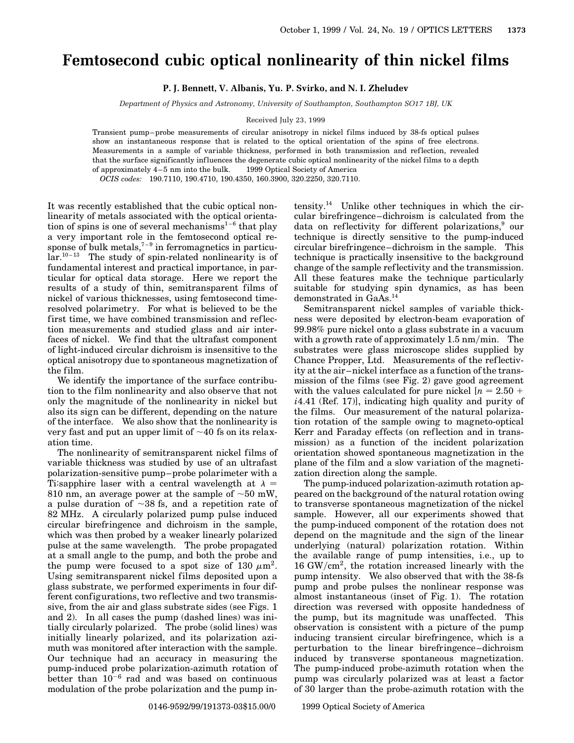# Femtosecond cubic optical nonlinearity of thin nickel films

**P. J. Bennett, V. Albanis, Yu. P. Svirko, and N. I. Zheludev**

*Department of Physics and Astronomy, University of Southampton, Southampton SO17 1BJ, UK*

Received July 23, 1999

Transient pump–probe measurements of circular anisotropy in nickel films induced by 38-fs optical pulses show an instantaneous response that is related to the optical orientation of the spins of free electrons. Measurements in a sample of variable thickness, performed in both transmission and reflection, revealed that the surface significantly influences the degenerate cubic optical nonlinearity of the nickel films to a depth of approximately 4–5 nm into the bulk. © 1999 Optical Society of America

*OCIS codes:* 190.7110, 190.4710, 190.4350, 160.3900, 320.2250, 320.7110.

It was recently established that the cubic optical nonlinearity of metals associated with the optical orientation of spins is one of several mechanisms[1–6] that play a very important role in the femtosecond optical response of bulk metals,[7–9] in ferromagnetics in particular.[10–13] The study of spin-related nonlinearity is of fundamental interest and practical importance, in particular for optical data storage. Here we report the results of a study of thin, semitransparent films of nickel of various thicknesses, using femtosecond time-resolved polarimetry. For what is believed to be the first time, we have combined transmission and reflection measurements and studied glass and air interfaces of nickel. We find that the ultrafast component of light-induced circular dichroism is insensitive to the optical anisotropy due to spontaneous magnetization of the film.

We identify the importance of the surface contribution to the film nonlinearity and also observe that not only the magnitude of the nonlinearity in nickel but also its sign can be different, depending on the nature of the interface. We also show that the nonlinearity is very fast and put an upper limit of ~40 fs on its relaxation time.

The nonlinearity of semitransparent nickel films of variable thickness was studied by use of an ultrafast polarization-sensitive pump–probe polarimeter with a Ti:sapphire laser with a central wavelength at $\lambda = 810$ nm, an average power at the sample of ~50 mW, a pulse duration of ~38 fs, and a repetition rate of 82 MHz. A circularly polarized pump pulse induced circular birefringence and dichroism in the sample, which was then probed by a weaker linearly polarized pulse at the same wavelength. The probe propagated at a small angle to the pump, and both the probe and the pump were focused to a spot size of 130 $\mu m^2$. Using semitransparent nickel films deposited upon a glass substrate, we performed experiments in four different configurations, two reflective and two transmissive, from the air and glass substrate sides (see Figs. 1 and 2). In all cases the pump (dashed lines) was initially circularly polarized. The probe (solid lines) was initially linearly polarized, and its polarization azimuth was monitored after interaction with the sample. Our technique had an accuracy in measuring the pump-induced probe polarization-azimuth rotation of better than $10^{-6}$ rad and was based on continuous modulation of the probe polarization and the pump intensity.[14] Unlike other techniques in which the circular birefringence–dichroism is calculated from the data on reflectivity for different polarizations,[9] our technique is directly sensitive to the pump-induced circular birefringence–dichroism in the sample. This technique is practically insensitive to the background change of the sample reflectivity and the transmission. All these features make the technique particularly suitable for studying spin dynamics, as has been demonstrated in GaAs.[14]

Semitransparent nickel samples of variable thickness were deposited by electron-beam evaporation of 99.98% pure nickel onto a glass substrate in a vacuum with a growth rate of approximately 1.5 nm/min. The substrates were glass microscope slides supplied by Chance Propper, Ltd. Measurements of the reflectivity at the air–nickel interface as a function of the transmission of the films (see Fig. 2) gave good agreement with the values calculated for pure nickel [$n = 2.50 + i4.41$ (Ref. 17)], indicating high quality and purity of the films. Our measurement of the natural polarization rotation of the sample owing to magneto-optical Kerr and Faraday effects (on reflection and in transmission) as a function of the incident polarization orientation showed spontaneous magnetization in the plane of the film and a slow variation of the magnetization direction along the sample.

The pump-induced polarization-azimuth rotation appeared on the background of the natural rotation owing to transverse spontaneous magnetization of the nickel sample. However, all our experiments showed that the pump-induced component of the rotation does not depend on the magnitude and the sign of the linear underlying (natural) polarization rotation. Within the available range of pump intensities, i.e., up to 16 GW/cm$^2$, the rotation increased linearly with the pump intensity. We also observed that with the 38-fs pump and probe pulses the nonlinear response was almost instantaneous (inset of Fig. 1). The rotation direction was reversed with opposite handedness of the pump, but its magnitude was unaffected. This observation is consistent with a picture of the pump inducing transient circular birefringence, which is a perturbation to the linear birefringence–dichroism induced by transverse spontaneous magnetization. The pump-induced probe-azimuth rotation when the pump was circularly polarized was at least a factor of 30 larger than the probe-azimuth rotation with the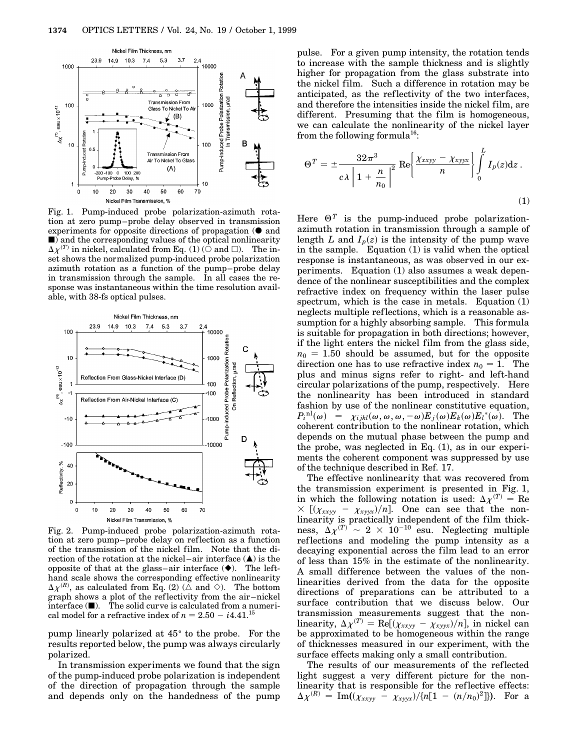Fig. 1. Pump-induced probe polarization-azimuth rotation at zero pump–probe delay observed in transmission experiments for opposite directions of propagation (● and ■) and the corresponding values of the optical nonlinearity $\Delta\chi^{(T)}$ in nickel, calculated from Eq. (1) (○ and □). The inset shows the normalized pump-induced probe polarization azimuth rotation as a function of the pump–probe delay in transmission through the sample. In all cases the response was instantaneous within the time resolution available, with 38-fs optical pulses.

Fig. 2. Pump-induced probe polarization-azimuth rotation at zero pump–probe delay on reflection as a function of the transmission of the nickel film. Note that the direction of the rotation at the nickel–air interface (▲) is the opposite of that at the glass–air interface (◆). The left-hand scale shows the corresponding effective nonlinearity $\Delta\chi^{(R)}$, as calculated from Eq. (2) (△ and ◇). The bottom graph shows a plot of the reflectivity from the air–nickel interface (■). The solid curve is calculated from a numerical model for a refractive index of $n = 2.50 - i4.41$.[15]

pump linearly polarized at 45° to the probe. For the results reported below, the pump was always circularly polarized.

In transmission experiments we found that the sign of the pump-induced probe polarization is independent of the direction of propagation through the sample and depends only on the handedness of the pump pulse. For a given pump intensity, the rotation tends to increase with the sample thickness and is slightly higher for propagation from the glass substrate into the nickel film. Such a difference in rotation may be anticipated, as the reflectivity of the two interfaces, and therefore the intensities inside the nickel film, are different. Presuming that the film is homogeneous, we can calculate the nonlinearity of the nickel layer from the following formula[16]:

$$\Theta^T = \pm \frac{32\pi^3}{c\lambda \left|1 + \dfrac{n}{n_0}\right|^2} \operatorname{Re}\left\{\frac{\chi_{xxyy} - \chi_{xyyx}}{n}\right\} \int_0^L I_p(z)\mathrm{d}z \,. \tag{1}$$

Here $\Theta^T$ is the pump-induced probe polarization-azimuth rotation in transmission through a sample of length $L$ and $I_p(z)$ is the intensity of the pump wave in the sample. Equation (1) is valid when the optical response is instantaneous, as was observed in our experiments. Equation (1) also assumes a weak dependence of the nonlinear susceptibilities and the complex refractive index on frequency within the laser pulse spectrum, which is the case in metals. Equation (1) neglects multiple reflections, which is a reasonable assumption for a highly absorbing sample. This formula is suitable for propagation in both directions; however, if the light enters the nickel film from the glass side, $n_0 = 1.50$ should be assumed, but for the opposite direction one has to use refractive index $n_0 = 1$. The plus and minus signs refer to right- and left-hand circular polarizations of the pump, respectively. Here the nonlinearity has been introduced in standard fashion by use of the nonlinear constitutive equation, $P_i^{\mathrm{nl}}(\omega) = \chi_{ijkl}(\omega, \omega, \omega, -\omega)E_j(\omega)E_k(\omega)E_l^*(\omega)$. The coherent contribution to the nonlinear rotation, which depends on the mutual phase between the pump and the probe, was neglected in Eq. (1), as in our experiments the coherent component was suppressed by use of the technique described in Ref. 17.

The effective nonlinearity that was recovered from the transmission experiment is presented in Fig. 1, in which the following notation is used: $\Delta\chi^{(T)} = \operatorname{Re} \times [(\chi_{xxyy} - \chi_{xyyx})/n]$. One can see that the nonlinearity is practically independent of the film thickness, $\Delta\chi^{(T)} \sim 2 \times 10^{-10}$ esu. Neglecting multiple reflections and modeling the pump intensity as a decaying exponential across the film lead to an error of less than 15% in the estimate of the nonlinearity. A small difference between the values of the nonlinearities derived from the data for the opposite directions of preparations can be attributed to a surface contribution that we discuss below. Our transmission measurements suggest that the nonlinearity, $\Delta\chi^{(T)} = \operatorname{Re}[(\chi_{xxyy} - \chi_{xyyx})/n]$, in nickel can be approximated to be homogeneous within the range of thicknesses measured in our experiment, with the surface effects making only a small contribution.

The results of our measurements of the reflected light suggest a very different picture for the nonlinearity that is responsible for the reflective effects: $\Delta\chi^{(R)} = \operatorname{Im}((\chi_{xxyy} - \chi_{xyyx})/\{n[1 - (n/n_0)^2]\})$. For a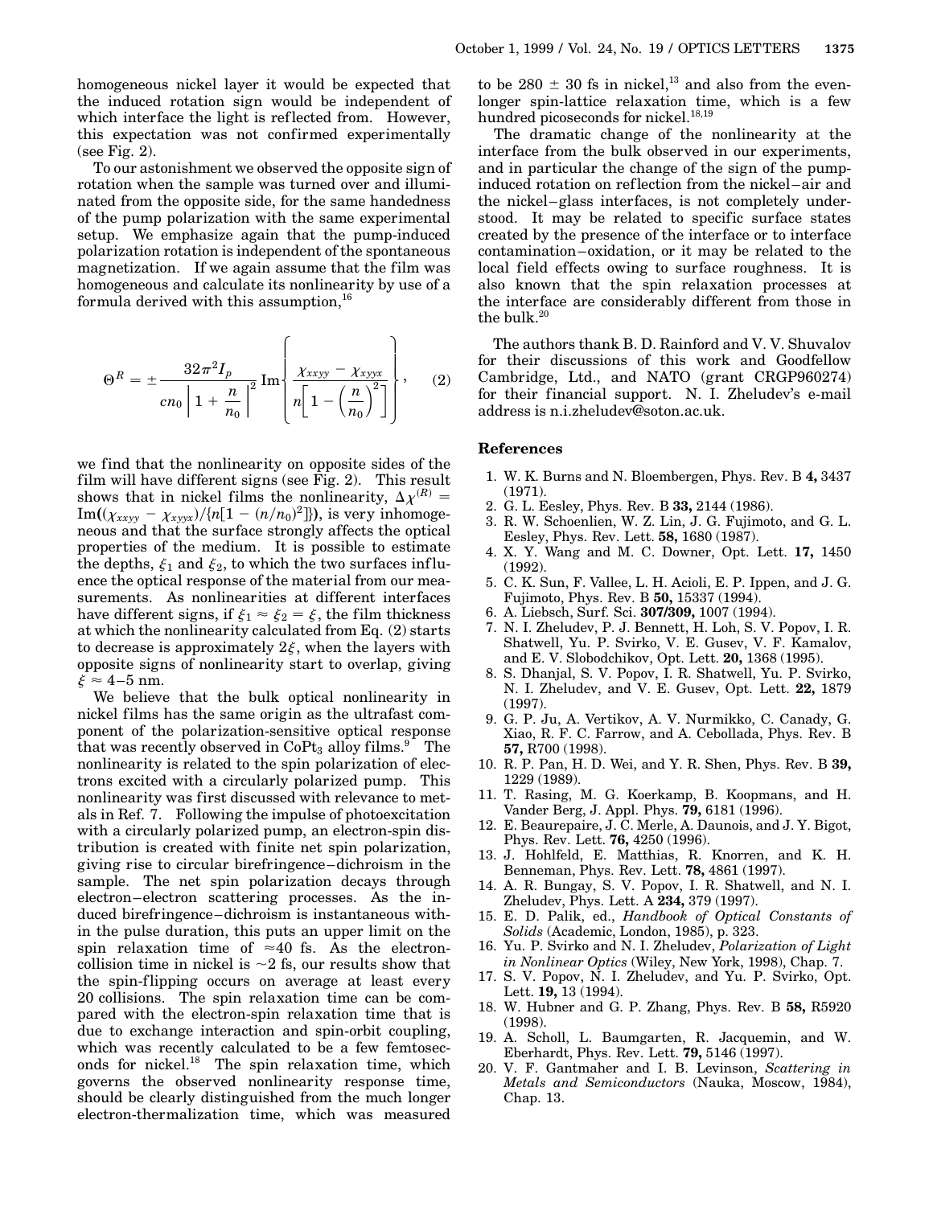homogeneous nickel layer it would be expected that the induced rotation sign would be independent of which interface the light is reflected from. However, this expectation was not confirmed experimentally (see Fig. 2).

To our astonishment we observed the opposite sign of rotation when the sample was turned over and illuminated from the opposite side, for the same handedness of the pump polarization with the same experimental setup. We emphasize again that the pump-induced polarization rotation is independent of the spontaneous magnetization. If we again assume that the film was homogeneous and calculate its nonlinearity by use of a formula derived with this assumption,[16]

$$\Theta^R = \pm \frac{32\pi^2 I_p}{cn_0 \left| 1 + \frac{n}{n_0} \right|^2} \operatorname{Im} \left\{ \frac{\chi_{xxyy} - \chi_{xyyx}}{n\left[1 - \left(\frac{n}{n_0}\right)^2\right]} \right\}, \qquad (2)$$

we find that the nonlinearity on opposite sides of the film will have different signs (see Fig. 2). This result shows that in nickel films the nonlinearity, $\Delta\chi^{(R)} = \operatorname{Im}((\chi_{xxyy} - \chi_{xyyx})/\{n[1 - (n/n_0)^2]\})$, is very inhomogeneous and that the surface strongly affects the optical properties of the medium. It is possible to estimate the depths, $\xi_1$ and $\xi_2$, to which the two surfaces influence the optical response of the material from our measurements. As nonlinearities at different interfaces have different signs, if $\xi_1 \approx \xi_2 = \xi$, the film thickness at which the nonlinearity calculated from Eq. (2) starts to decrease is approximately $2\xi$, when the layers with opposite signs of nonlinearity start to overlap, giving $\xi \approx 4$–$5$ nm.

We believe that the bulk optical nonlinearity in nickel films has the same origin as the ultrafast component of the polarization-sensitive optical response that was recently observed in $CoPt_3$ alloy films.[9] The nonlinearity is related to the spin polarization of electrons excited with a circularly polarized pump. This nonlinearity was first discussed with relevance to metals in Ref. 7. Following the impulse of photoexcitation with a circularly polarized pump, an electron-spin distribution is created with finite net spin polarization, giving rise to circular birefringence–dichroism in the sample. The net spin polarization decays through electron–electron scattering processes. As the induced birefringence–dichroism is instantaneous within the pulse duration, this puts an upper limit on the spin relaxation time of $\approx 40$ fs. As the electron-collision time in nickel is $\sim 2$ fs, our results show that the spin-flipping occurs on average at least every 20 collisions. The spin relaxation time can be compared with the electron-spin relaxation time that is due to exchange interaction and spin-orbit coupling, which was recently calculated to be a few femtoseconds for nickel.[18] The spin relaxation time, which governs the observed nonlinearity response time, should be clearly distinguished from the much longer electron-thermalization time, which was measured to be $280 \pm 30$ fs in nickel,[13] and also from the even-longer spin-lattice relaxation time, which is a few hundred picoseconds for nickel.[18,19]

The dramatic change of the nonlinearity at the interface from the bulk observed in our experiments, and in particular the change of the sign of the pump-induced rotation on reflection from the nickel–air and the nickel–glass interfaces, is not completely understood. It may be related to specific surface states created by the presence of the interface or to interface contamination–oxidation, or it may be related to the local field effects owing to surface roughness. It is also known that the spin relaxation processes at the interface are considerably different from those in the bulk.[20]

The authors thank B. D. Rainford and V. V. Shuvalov for their discussions of this work and Goodfellow Cambridge, Ltd., and NATO (grant CRGP960274) for their financial support. N. I. Zheludev's e-mail address is n.i.zheludev@soton.ac.uk.

## References

1. W. K. Burns and N. Bloembergen, Phys. Rev. B **4,** 3437 (1971).
2. G. L. Eesley, Phys. Rev. B **33,** 2144 (1986).
3. R. W. Schoenlien, W. Z. Lin, J. G. Fujimoto, and G. L. Eesley, Phys. Rev. Lett. **58,** 1680 (1987).
4. X. Y. Wang and M. C. Downer, Opt. Lett. **17,** 1450 (1992).
5. C. K. Sun, F. Vallee, L. H. Acioli, E. P. Ippen, and J. G. Fujimoto, Phys. Rev. B **50,** 15337 (1994).
6. A. Liebsch, Surf. Sci. **307/309,** 1007 (1994).
7. N. I. Zheludev, P. J. Bennett, H. Loh, S. V. Popov, I. R. Shatwell, Yu. P. Svirko, V. E. Gusev, V. F. Kamalov, and E. V. Slobodchikov, Opt. Lett. **20,** 1368 (1995).
8. S. Dhanjal, S. V. Popov, I. R. Shatwell, Yu. P. Svirko, N. I. Zheludev, and V. E. Gusev, Opt. Lett. **22,** 1879 (1997).
9. G. P. Ju, A. Vertikov, A. V. Nurmikko, C. Canady, G. Xiao, R. F. C. Farrow, and A. Cebollada, Phys. Rev. B **57,** R700 (1998).
10. R. P. Pan, H. D. Wei, and Y. R. Shen, Phys. Rev. B **39,** 1229 (1989).
11. T. Rasing, M. G. Koerkamp, B. Koopmans, and H. Vander Berg, J. Appl. Phys. **79,** 6181 (1996).
12. E. Beaurepaire, J. C. Merle, A. Daunois, and J. Y. Bigot, Phys. Rev. Lett. **76,** 4250 (1996).
13. J. Hohlfeld, E. Matthias, R. Knorren, and K. H. Benneman, Phys. Rev. Lett. **78,** 4861 (1997).
14. A. R. Bungay, S. V. Popov, I. R. Shatwell, and N. I. Zheludev, Phys. Lett. A **234,** 379 (1997).
15. E. D. Palik, ed., *Handbook of Optical Constants of Solids* (Academic, London, 1985), p. 323.
16. Yu. P. Svirko and N. I. Zheludev, *Polarization of Light in Nonlinear Optics* (Wiley, New York, 1998), Chap. 7.
17. S. V. Popov, N. I. Zheludev, and Yu. P. Svirko, Opt. Lett. **19,** 13 (1994).
18. W. Hubner and G. P. Zhang, Phys. Rev. B **58,** R5920 (1998).
19. A. Scholl, L. Baumgarten, R. Jacquemin, and W. Eberhardt, Phys. Rev. Lett. **79,** 5146 (1997).
20. V. F. Gantmaher and I. B. Levinson, *Scattering in Metals and Semiconductors* (Nauka, Moscow, 1984), Chap. 13.